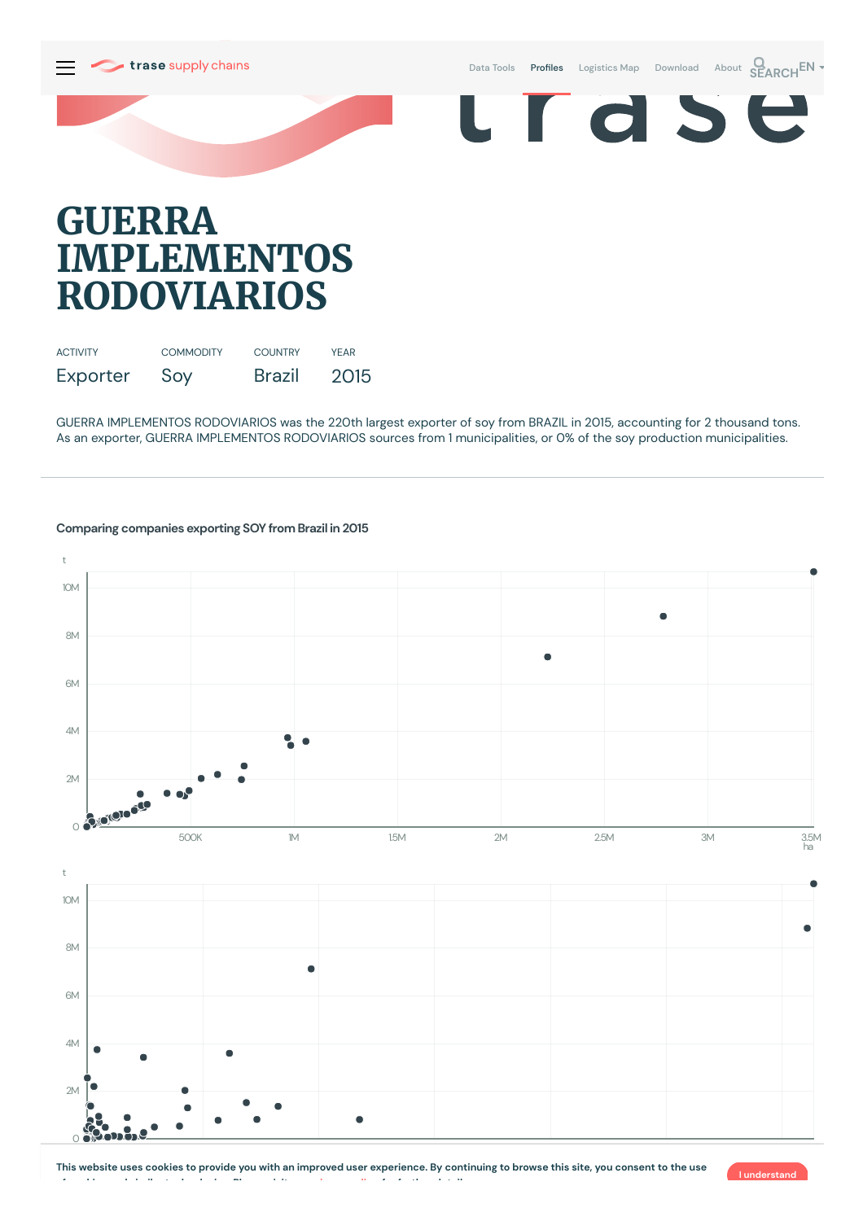# GUERRA IMPLEMENTOS RODOVIARIOS

| ACTIVITY | COMMODITY | COUNTRY | YEAR |
|---|---|---|---|
| Exporter | Soy | Brazil | 2015 |

GUERRA IMPLEMENTOS RODOVIARIOS was the 220th largest exporter of soy from BRAZIL in 2015, accounting for 2 thousand tons. As an exporter, GUERRA IMPLEMENTOS RODOVIARIOS sources from 1 municipalities, or 0% of the soy production municipalities.

## Comparing companies exporting SOY from Brazil in 2015

This website uses cookies to provide you with an improved user experience. By continuing to browse this site, you consent to the use

I understand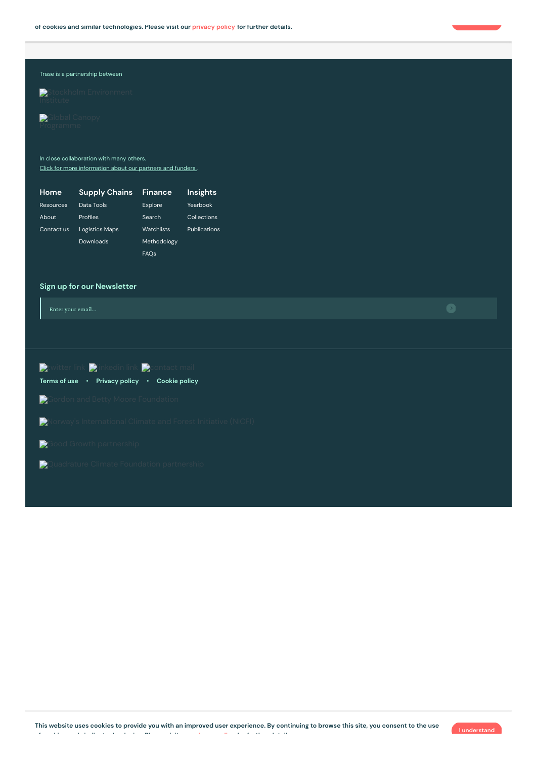of cookies and similar technologies. Please visit our privacy policy for further details.

Trase is a partnership between

Stockholm Environment Institute

Global Canopy Programme

In close collaboration with many others.
Click for more information about our partners and funders.

**Home**
- Resources
- About
- Contact us

**Supply Chains**
- Data Tools
- Profiles
- Logistics Maps
- Downloads

**Finance**
- Explore
- Search
- Watchlists
- Methodology
- FAQs

**Insights**
- Yearbook
- Collections
- Publications

## Sign up for our Newsletter

Enter your email...

twitter link linkedin link contact mail

**Terms of use** • **Privacy policy** • **Cookie policy**

Gordon and Betty Moore Foundation

Norway's International Climate and Forest Initiative (NICFI)

Good Growth partnership

Quadrature Climate Foundation partnership

This website uses cookies to provide you with an improved user experience. By continuing to browse this site, you consent to the use

I understand